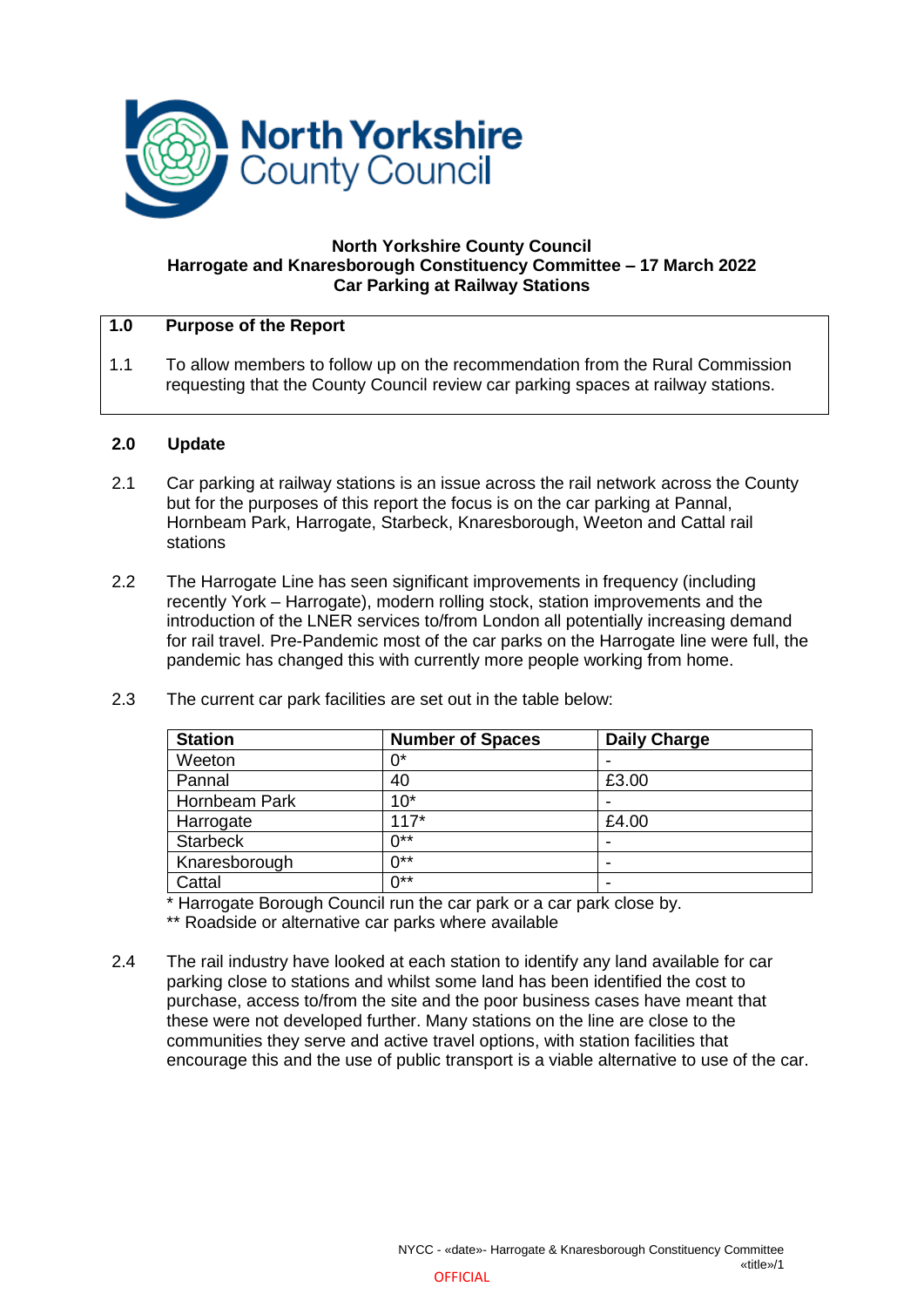**North Yorkshire County Council**
**Harrogate and Knaresborough Constituency Committee – 17 March 2022**
**Car Parking at Railway Stations**

## 1.0 Purpose of the Report

1.1 To allow members to follow up on the recommendation from the Rural Commission requesting that the County Council review car parking spaces at railway stations.

## 2.0 Update

2.1 Car parking at railway stations is an issue across the rail network across the County but for the purposes of this report the focus is on the car parking at Pannal, Hornbeam Park, Harrogate, Starbeck, Knaresborough, Weeton and Cattal rail stations

2.2 The Harrogate Line has seen significant improvements in frequency (including recently York – Harrogate), modern rolling stock, station improvements and the introduction of the LNER services to/from London all potentially increasing demand for rail travel. Pre-Pandemic most of the car parks on the Harrogate line were full, the pandemic has changed this with currently more people working from home.

2.3 The current car park facilities are set out in the table below:

| Station | Number of Spaces | Daily Charge |
|---|---|---|
| Weeton | 0* | - |
| Pannal | 40 | £3.00 |
| Hornbeam Park | 10* | - |
| Harrogate | 117* | £4.00 |
| Starbeck | 0** | - |
| Knaresborough | 0** | - |
| Cattal | 0** | - |

\* Harrogate Borough Council run the car park or a car park close by.
\** Roadside or alternative car parks where available

2.4 The rail industry have looked at each station to identify any land available for car parking close to stations and whilst some land has been identified the cost to purchase, access to/from the site and the poor business cases have meant that these were not developed further. Many stations on the line are close to the communities they serve and active travel options, with station facilities that encourage this and the use of public transport is a viable alternative to use of the car.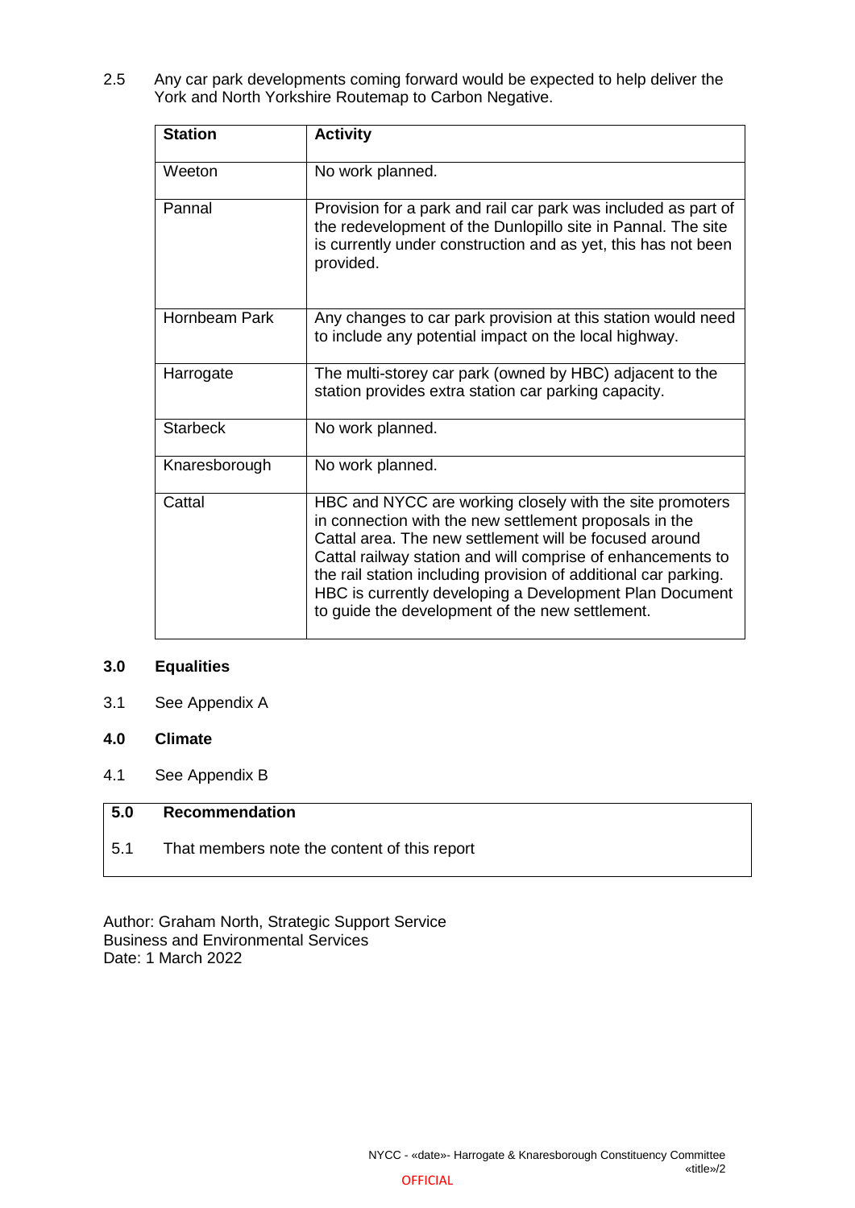2.5 Any car park developments coming forward would be expected to help deliver the York and North Yorkshire Routemap to Carbon Negative.

| Station | Activity |
|---|---|
| Weeton | No work planned. |
| Pannal | Provision for a park and rail car park was included as part of the redevelopment of the Dunlopillo site in Pannal. The site is currently under construction and as yet, this has not been provided. |
| Hornbeam Park | Any changes to car park provision at this station would need to include any potential impact on the local highway. |
| Harrogate | The multi-storey car park (owned by HBC) adjacent to the station provides extra station car parking capacity. |
| Starbeck | No work planned. |
| Knaresborough | No work planned. |
| Cattal | HBC and NYCC are working closely with the site promoters in connection with the new settlement proposals in the Cattal area. The new settlement will be focused around Cattal railway station and will comprise of enhancements to the rail station including provision of additional car parking. HBC is currently developing a Development Plan Document to guide the development of the new settlement. |

## 3.0 Equalities

3.1 See Appendix A

## 4.0 Climate

4.1 See Appendix B

## 5.0 Recommendation

5.1 That members note the content of this report

Author: Graham North, Strategic Support Service
Business and Environmental Services
Date: 1 March 2022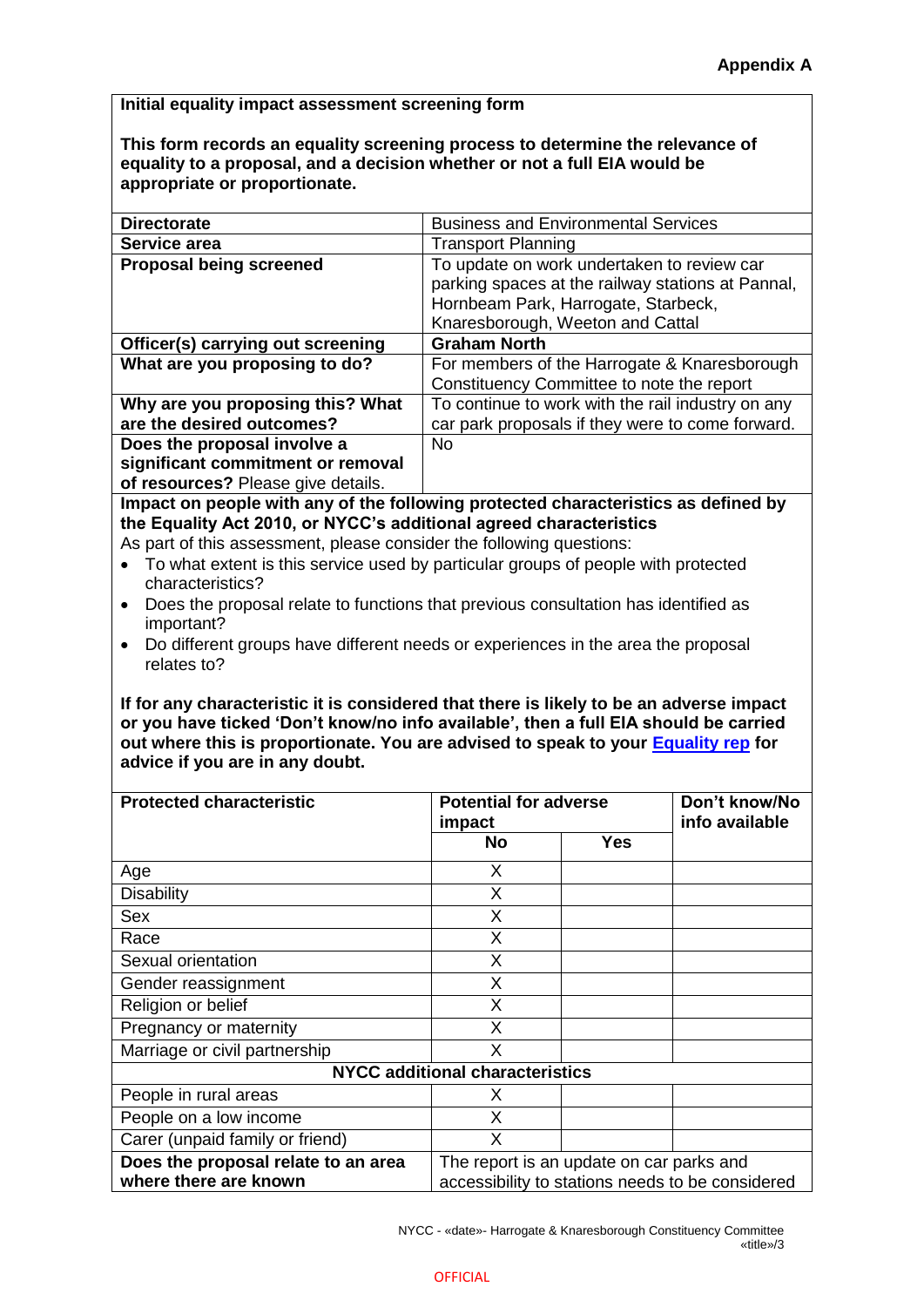**Appendix A**

**Initial equality impact assessment screening form**

**This form records an equality screening process to determine the relevance of equality to a proposal, and a decision whether or not a full EIA would be appropriate or proportionate.**

| | |
|---|---|
| **Directorate** | Business and Environmental Services |
| **Service area** | Transport Planning |
| **Proposal being screened** | To update on work undertaken to review car parking spaces at the railway stations at Pannal, Hornbeam Park, Harrogate, Starbeck, Knaresborough, Weeton and Cattal |
| **Officer(s) carrying out screening** | **Graham North** |
| **What are you proposing to do?** | For members of the Harrogate & Knaresborough Constituency Committee to note the report |
| **Why are you proposing this? What are the desired outcomes?** | To continue to work with the rail industry on any car park proposals if they were to come forward. |
| **Does the proposal involve a significant commitment or removal of resources?** Please give details. | No |

**Impact on people with any of the following protected characteristics as defined by the Equality Act 2010, or NYCC's additional agreed characteristics**

As part of this assessment, please consider the following questions:

- To what extent is this service used by particular groups of people with protected characteristics?
- Does the proposal relate to functions that previous consultation has identified as important?
- Do different groups have different needs or experiences in the area the proposal relates to?

**If for any characteristic it is considered that there is likely to be an adverse impact or you have ticked 'Don't know/no info available', then a full EIA should be carried out where this is proportionate. You are advised to speak to your Equality rep for advice if you are in any doubt.**

| **Protected characteristic** | **Potential for adverse impact** | | **Don't know/No info available** |
|---|---|---|---|
| | **No** | **Yes** | |
| Age | X | | |
| Disability | X | | |
| Sex | X | | |
| Race | X | | |
| Sexual orientation | X | | |
| Gender reassignment | X | | |
| Religion or belief | X | | |
| Pregnancy or maternity | X | | |
| Marriage or civil partnership | X | | |
| **NYCC additional characteristics** | | | |
| People in rural areas | X | | |
| People on a low income | X | | |
| Carer (unpaid family or friend) | X | | |
| **Does the proposal relate to an area where there are known** | The report is an update on car parks and accessibility to stations needs to be considered | | |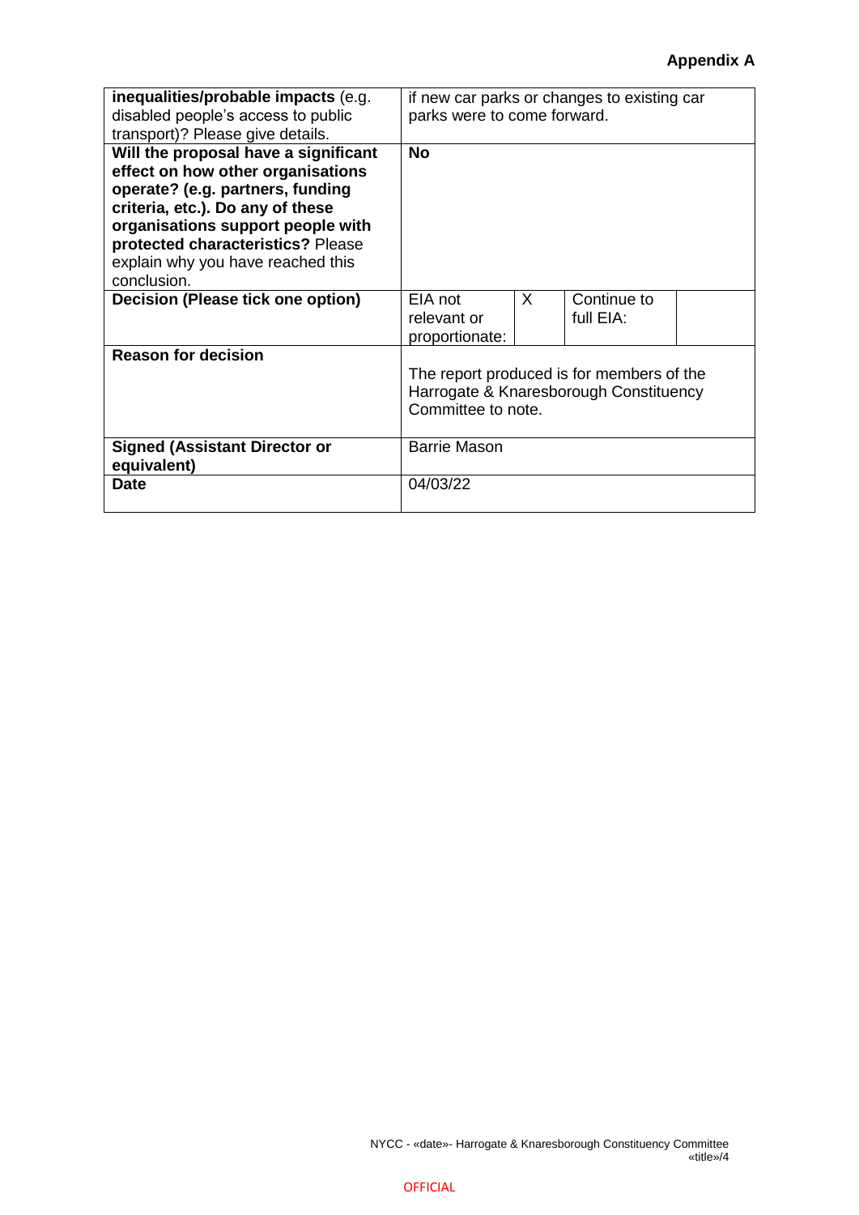**Appendix A**

| | | | | |
|---|---|---|---|---|
| **inequalities/probable impacts** (e.g. disabled people's access to public transport)? Please give details. | if new car parks or changes to existing car parks were to come forward. | | | |
| **Will the proposal have a significant effect on how other organisations operate? (e.g. partners, funding criteria, etc.). Do any of these organisations support people with protected characteristics?** Please explain why you have reached this conclusion. | **No** | | | |
| **Decision (Please tick one option)** | EIA not relevant or proportionate: | X | Continue to full EIA: | |
| **Reason for decision** | The report produced is for members of the Harrogate & Knaresborough Constituency Committee to note. | | | |
| **Signed (Assistant Director or equivalent)** | Barrie Mason | | | |
| **Date** | 04/03/22 | | | |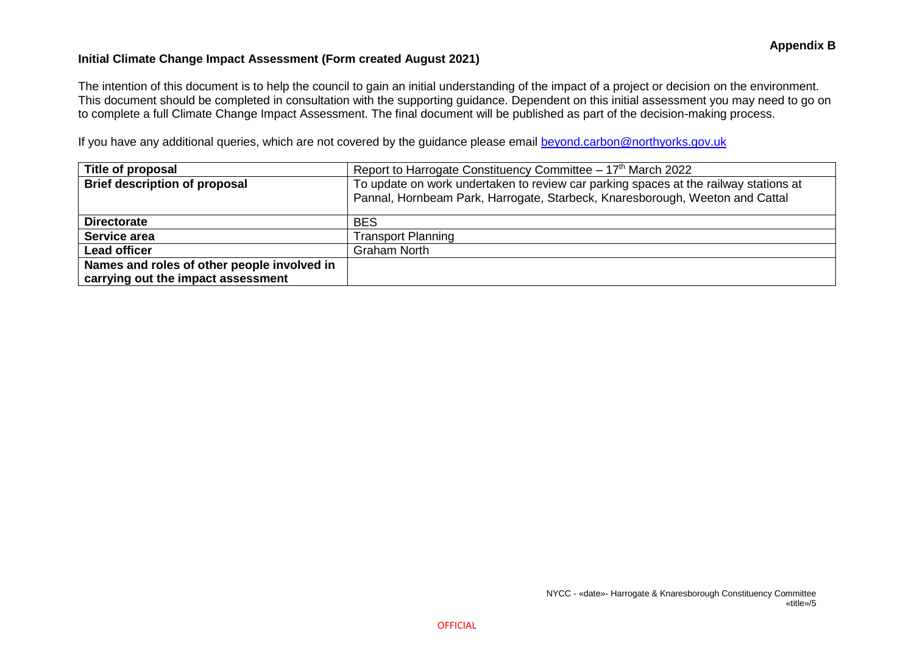**Appendix B**

**Initial Climate Change Impact Assessment (Form created August 2021)**

The intention of this document is to help the council to gain an initial understanding of the impact of a project or decision on the environment. This document should be completed in consultation with the supporting guidance. Dependent on this initial assessment you may need to go on to complete a full Climate Change Impact Assessment. The final document will be published as part of the decision-making process.

If you have any additional queries, which are not covered by the guidance please email beyond.carbon@northyorks.gov.uk

| **Title of proposal** | Report to Harrogate Constituency Committee – 17th March 2022 |
|---|---|
| **Brief description of proposal** | To update on work undertaken to review car parking spaces at the railway stations at Pannal, Hornbeam Park, Harrogate, Starbeck, Knaresborough, Weeton and Cattal |
| **Directorate** | BES |
| **Service area** | Transport Planning |
| **Lead officer** | Graham North |
| **Names and roles of other people involved in carrying out the impact assessment** | |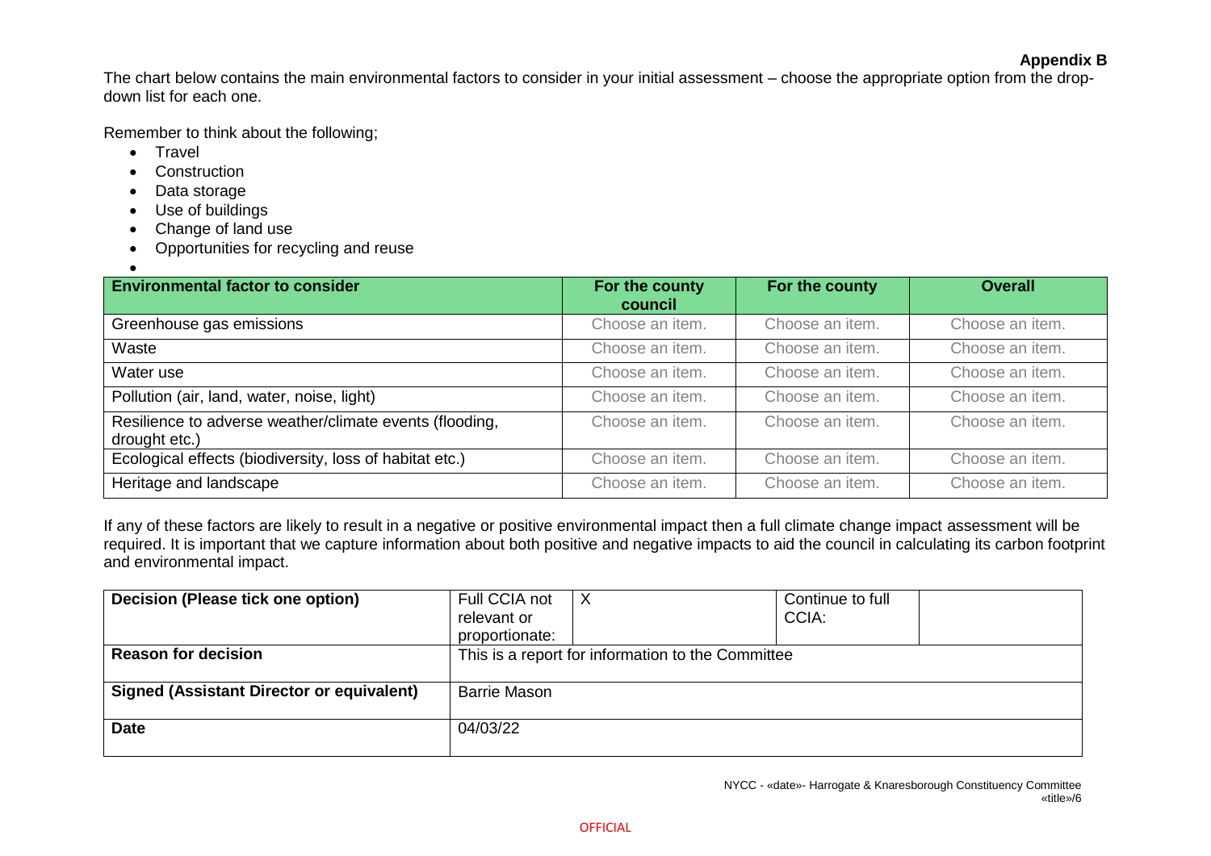**Appendix B**

The chart below contains the main environmental factors to consider in your initial assessment – choose the appropriate option from the drop-down list for each one.

Remember to think about the following;

- Travel
- Construction
- Data storage
- Use of buildings
- Change of land use
- Opportunities for recycling and reuse

| Environmental factor to consider | For the county council | For the county | Overall |
| --- | --- | --- | --- |
| Greenhouse gas emissions | Choose an item. | Choose an item. | Choose an item. |
| Waste | Choose an item. | Choose an item. | Choose an item. |
| Water use | Choose an item. | Choose an item. | Choose an item. |
| Pollution (air, land, water, noise, light) | Choose an item. | Choose an item. | Choose an item. |
| Resilience to adverse weather/climate events (flooding, drought etc.) | Choose an item. | Choose an item. | Choose an item. |
| Ecological effects (biodiversity, loss of habitat etc.) | Choose an item. | Choose an item. | Choose an item. |
| Heritage and landscape | Choose an item. | Choose an item. | Choose an item. |

If any of these factors are likely to result in a negative or positive environmental impact then a full climate change impact assessment will be required. It is important that we capture information about both positive and negative impacts to aid the council in calculating its carbon footprint and environmental impact.

| | | | | |
| --- | --- | --- | --- | --- |
| **Decision (Please tick one option)** | Full CCIA not relevant or proportionate: | X | Continue to full CCIA: | |
| **Reason for decision** | This is a report for information to the Committee | | | |
| **Signed (Assistant Director or equivalent)** | Barrie Mason | | | |
| **Date** | 04/03/22 | | | |